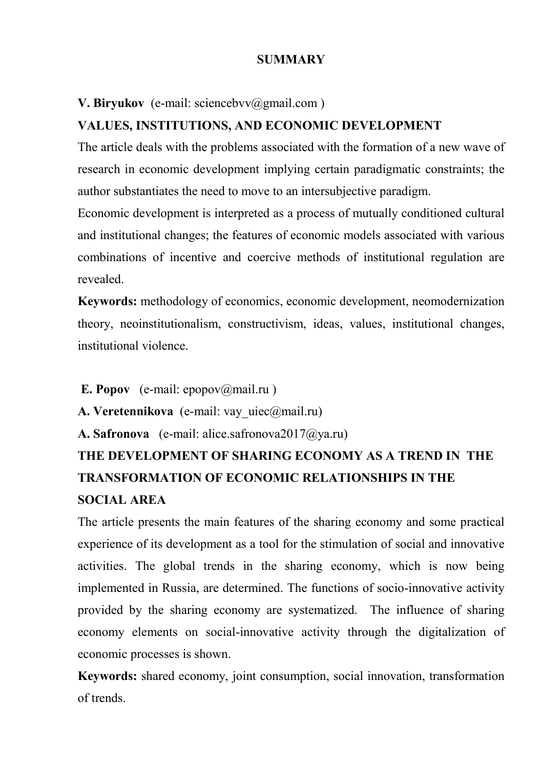# SUMMARY

**V. Biryukov** (e-mail: sciencebvv@gmail.com )

**VALUES, INSTITUTIONS, AND ECONOMIC DEVELOPMENT**

The article deals with the problems associated with the formation of a new wave of research in economic development implying certain paradigmatic constraints; the author substantiates the need to move to an intersubjective paradigm.

Economic development is interpreted as a process of mutually conditioned cultural and institutional changes; the features of economic models associated with various combinations of incentive and coercive methods of institutional regulation are revealed.

**Keywords:** methodology of economics, economic development, neomodernization theory, neoinstitutionalism, constructivism, ideas, values, institutional changes, institutional violence.

**E. Popov** (e-mail: epopov@mail.ru )

**A. Veretennikova** (e-mail: vay_uiec@mail.ru)

**A. Safronova** (e-mail: alice.safronova2017@ya.ru)

**THE DEVELOPMENT OF SHARING ECONOMY AS A TREND IN THE TRANSFORMATION OF ECONOMIC RELATIONSHIPS IN THE SOCIAL AREA**

The article presents the main features of the sharing economy and some practical experience of its development as a tool for the stimulation of social and innovative activities. The global trends in the sharing economy, which is now being implemented in Russia, are determined. The functions of socio-innovative activity provided by the sharing economy are systematized. The influence of sharing economy elements on social-innovative activity through the digitalization of economic processes is shown.

**Keywords:** shared economy, joint consumption, social innovation, transformation of trends.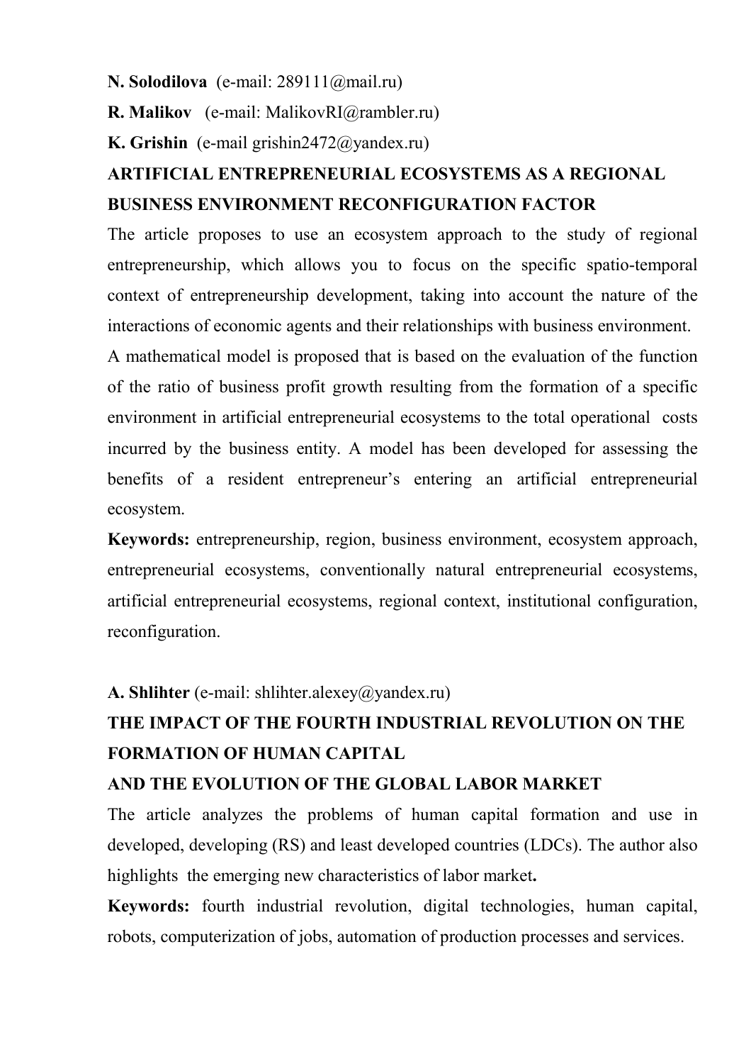**N. Solodilova** (e-mail: 289111@mail.ru)

**R. Malikov** (e-mail: MalikovRI@rambler.ru)

**K. Grishin** (e-mail grishin2472@yandex.ru)

## ARTIFICIAL ENTREPRENEURIAL ECOSYSTEMS AS A REGIONAL BUSINESS ENVIRONMENT RECONFIGURATION FACTOR

The article proposes to use an ecosystem approach to the study of regional entrepreneurship, which allows you to focus on the specific spatio-temporal context of entrepreneurship development, taking into account the nature of the interactions of economic agents and their relationships with business environment.

A mathematical model is proposed that is based on the evaluation of the function of the ratio of business profit growth resulting from the formation of a specific environment in artificial entrepreneurial ecosystems to the total operational costs incurred by the business entity. A model has been developed for assessing the benefits of a resident entrepreneur's entering an artificial entrepreneurial ecosystem.

**Keywords:** entrepreneurship, region, business environment, ecosystem approach, entrepreneurial ecosystems, conventionally natural entrepreneurial ecosystems, artificial entrepreneurial ecosystems, regional context, institutional configuration, reconfiguration.

**A. Shlihter** (e-mail: shlihter.alexey@yandex.ru)

## THE IMPACT OF THE FOURTH INDUSTRIAL REVOLUTION ON THE FORMATION OF HUMAN CAPITAL AND THE EVOLUTION OF THE GLOBAL LABOR MARKET

The article analyzes the problems of human capital formation and use in developed, developing (RS) and least developed countries (LDCs). The author also highlights the emerging new characteristics of labor market**.**

**Keywords:** fourth industrial revolution, digital technologies, human capital, robots, computerization of jobs, automation of production processes and services.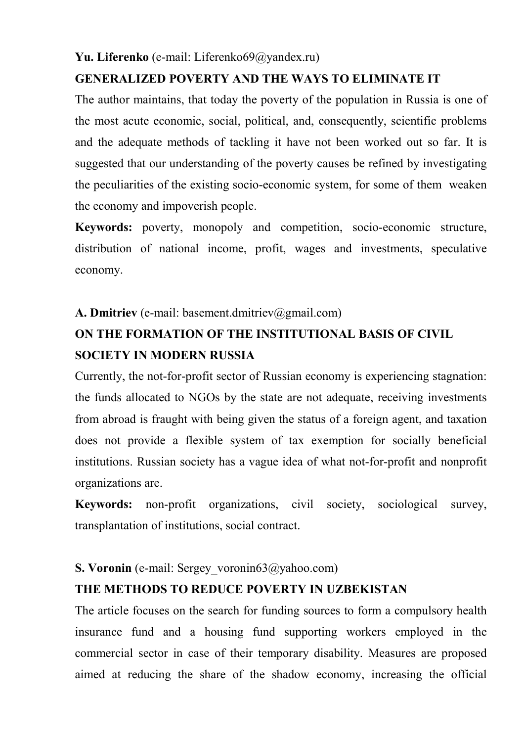**Yu. Liferenko** (e-mail: Liferenko69@yandex.ru)

## GENERALIZED POVERTY AND THE WAYS TO ELIMINATE IT

The author maintains, that today the poverty of the population in Russia is one of the most acute economic, social, political, and, consequently, scientific problems and the adequate methods of tackling it have not been worked out so far. It is suggested that our understanding of the poverty causes be refined by investigating the peculiarities of the existing socio-economic system, for some of them weaken the economy and impoverish people.

**Keywords:** poverty, monopoly and competition, socio-economic structure, distribution of national income, profit, wages and investments, speculative economy.

**A. Dmitriev** (e-mail: basement.dmitriev@gmail.com)

## ON THE FORMATION OF THE INSTITUTIONAL BASIS OF CIVIL SOCIETY IN MODERN RUSSIA

Currently, the not-for-profit sector of Russian economy is experiencing stagnation: the funds allocated to NGOs by the state are not adequate, receiving investments from abroad is fraught with being given the status of a foreign agent, and taxation does not provide a flexible system of tax exemption for socially beneficial institutions. Russian society has a vague idea of what not-for-profit and nonprofit organizations are.

**Keywords:** non-profit organizations, civil society, sociological survey, transplantation of institutions, social contract.

**S. Voronin** (e-mail: Sergey_voronin63@yahoo.com)

## THE METHODS TO REDUCE POVERTY IN UZBEKISTAN

The article focuses on the search for funding sources to form a compulsory health insurance fund and a housing fund supporting workers employed in the commercial sector in case of their temporary disability. Measures are proposed aimed at reducing the share of the shadow economy, increasing the official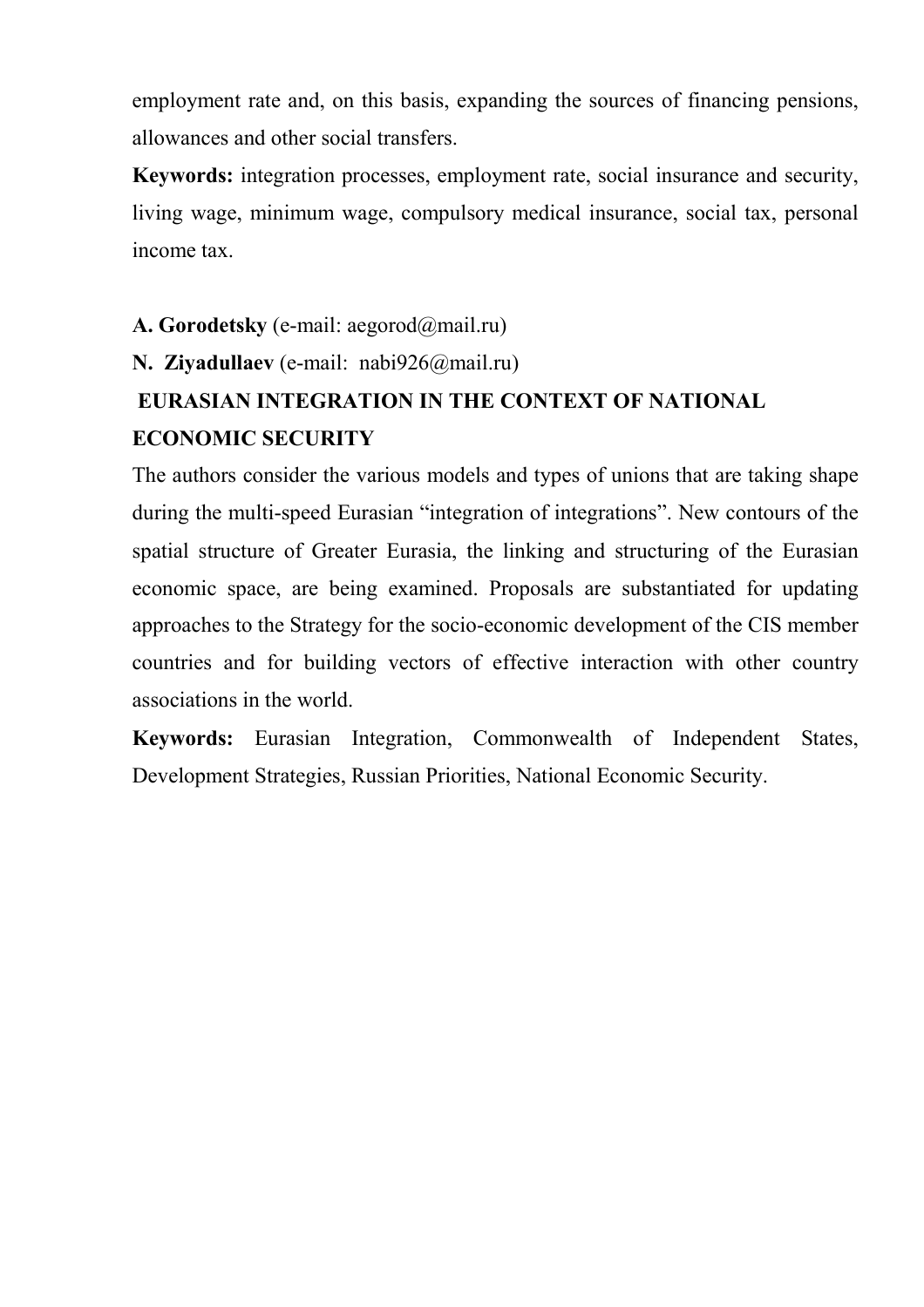employment rate and, on this basis, expanding the sources of financing pensions, allowances and other social transfers.

**Keywords:** integration processes, employment rate, social insurance and security, living wage, minimum wage, compulsory medical insurance, social tax, personal income tax.

**A. Gorodetsky** (e-mail: aegorod@mail.ru)

**N. Ziyadullaev** (e-mail: nabi926@mail.ru)

**EURASIAN INTEGRATION IN THE CONTEXT OF NATIONAL ECONOMIC SECURITY**

The authors consider the various models and types of unions that are taking shape during the multi-speed Eurasian “integration of integrations”. New contours of the spatial structure of Greater Eurasia, the linking and structuring of the Eurasian economic space, are being examined. Proposals are substantiated for updating approaches to the Strategy for the socio-economic development of the CIS member countries and for building vectors of effective interaction with other country associations in the world.

**Keywords:** Eurasian Integration, Commonwealth of Independent States, Development Strategies, Russian Priorities, National Economic Security.